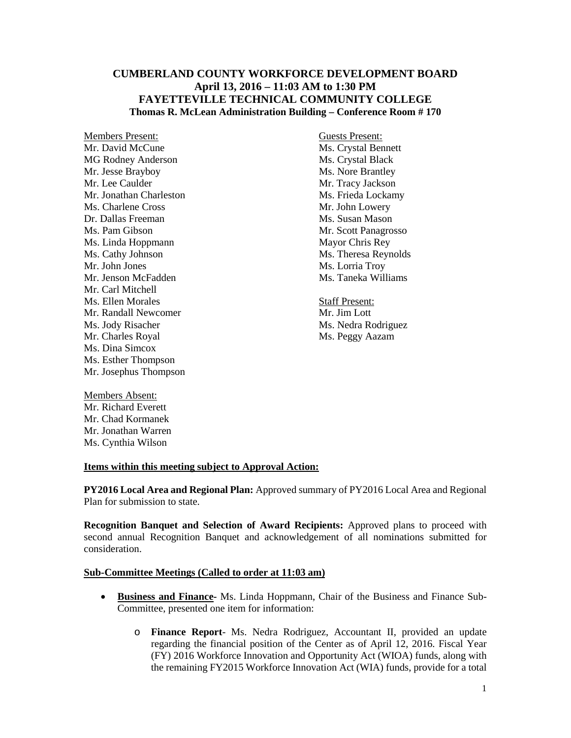# CUMBERLAND COUNTY WORKFORCE DEVELOPMENT BOARD
## April 13, 2016 – 11:03 AM to 1:30 PM
## FAYETTEVILLE TECHNICAL COMMUNITY COLLEGE
### Thomas R. McLean Administration Building – Conference Room # 170

Members Present:
Mr. David McCune
MG Rodney Anderson
Mr. Jesse Brayboy
Mr. Lee Caulder
Mr. Jonathan Charleston
Ms. Charlene Cross
Dr. Dallas Freeman
Ms. Pam Gibson
Ms. Linda Hoppmann
Ms. Cathy Johnson
Mr. John Jones
Mr. Jenson McFadden
Mr. Carl Mitchell
Ms. Ellen Morales
Mr. Randall Newcomer
Ms. Jody Risacher
Mr. Charles Royal
Ms. Dina Simcox
Ms. Esther Thompson
Mr. Josephus Thompson

Members Absent:
Mr. Richard Everett
Mr. Chad Kormanek
Mr. Jonathan Warren
Ms. Cynthia Wilson

Guests Present:
Ms. Crystal Bennett
Ms. Crystal Black
Ms. Nore Brantley
Mr. Tracy Jackson
Ms. Frieda Lockamy
Mr. John Lowery
Ms. Susan Mason
Mr. Scott Panagrosso
Mayor Chris Rey
Ms. Theresa Reynolds
Ms. Lorria Troy
Ms. Taneka Williams

Staff Present:
Mr. Jim Lott
Ms. Nedra Rodriguez
Ms. Peggy Aazam

**Items within this meeting subject to Approval Action:**

**PY2016 Local Area and Regional Plan:** Approved summary of PY2016 Local Area and Regional Plan for submission to state.

**Recognition Banquet and Selection of Award Recipients:** Approved plans to proceed with second annual Recognition Banquet and acknowledgement of all nominations submitted for consideration.

**Sub-Committee Meetings (Called to order at 11:03 am)**

- **Business and Finance-** Ms. Linda Hoppmann, Chair of the Business and Finance Sub-Committee, presented one item for information:
  - **Finance Report**- Ms. Nedra Rodriguez, Accountant II, provided an update regarding the financial position of the Center as of April 12, 2016. Fiscal Year (FY) 2016 Workforce Innovation and Opportunity Act (WIOA) funds, along with the remaining FY2015 Workforce Innovation Act (WIA) funds, provide for a total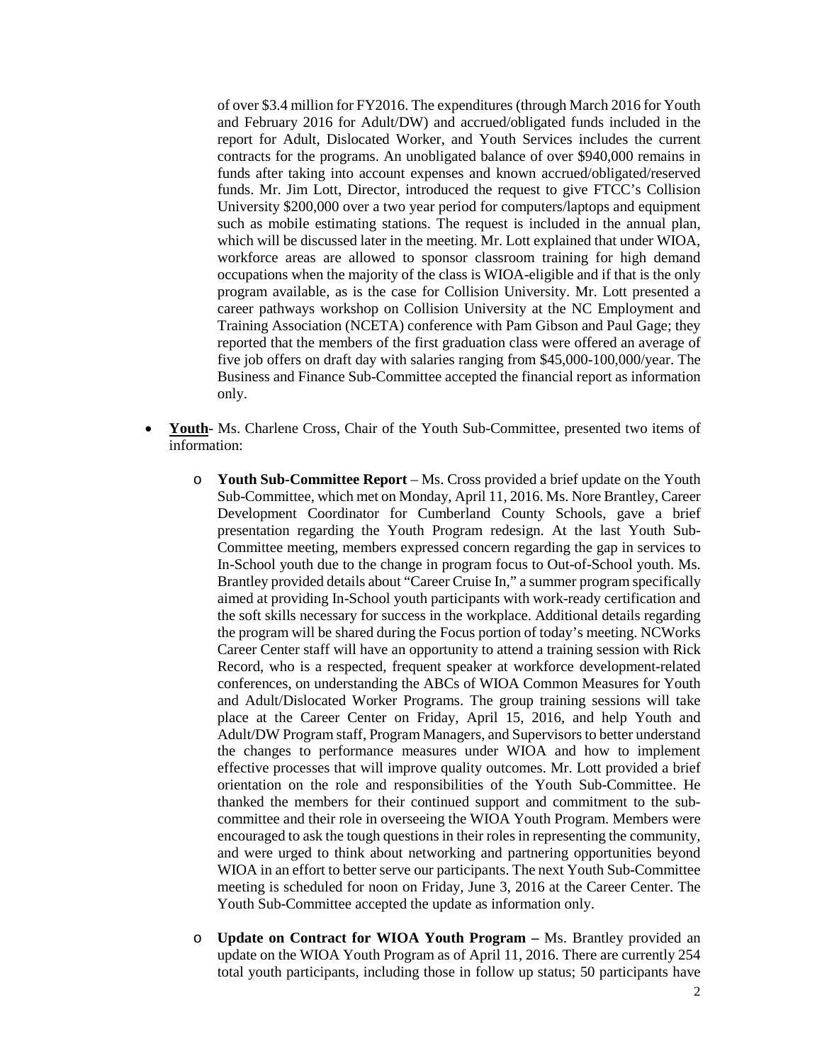of over $3.4 million for FY2016. The expenditures (through March 2016 for Youth and February 2016 for Adult/DW) and accrued/obligated funds included in the report for Adult, Dislocated Worker, and Youth Services includes the current contracts for the programs. An unobligated balance of over $940,000 remains in funds after taking into account expenses and known accrued/obligated/reserved funds. Mr. Jim Lott, Director, introduced the request to give FTCC's Collision University $200,000 over a two year period for computers/laptops and equipment such as mobile estimating stations. The request is included in the annual plan, which will be discussed later in the meeting. Mr. Lott explained that under WIOA, workforce areas are allowed to sponsor classroom training for high demand occupations when the majority of the class is WIOA-eligible and if that is the only program available, as is the case for Collision University. Mr. Lott presented a career pathways workshop on Collision University at the NC Employment and Training Association (NCETA) conference with Pam Gibson and Paul Gage; they reported that the members of the first graduation class were offered an average of five job offers on draft day with salaries ranging from $45,000-100,000/year. The Business and Finance Sub-Committee accepted the financial report as information only.

- **Youth**- Ms. Charlene Cross, Chair of the Youth Sub-Committee, presented two items of information:
  - **Youth Sub-Committee Report** – Ms. Cross provided a brief update on the Youth Sub-Committee, which met on Monday, April 11, 2016. Ms. Nore Brantley, Career Development Coordinator for Cumberland County Schools, gave a brief presentation regarding the Youth Program redesign. At the last Youth Sub-Committee meeting, members expressed concern regarding the gap in services to In-School youth due to the change in program focus to Out-of-School youth. Ms. Brantley provided details about "Career Cruise In," a summer program specifically aimed at providing In-School youth participants with work-ready certification and the soft skills necessary for success in the workplace. Additional details regarding the program will be shared during the Focus portion of today's meeting. NCWorks Career Center staff will have an opportunity to attend a training session with Rick Record, who is a respected, frequent speaker at workforce development-related conferences, on understanding the ABCs of WIOA Common Measures for Youth and Adult/Dislocated Worker Programs. The group training sessions will take place at the Career Center on Friday, April 15, 2016, and help Youth and Adult/DW Program staff, Program Managers, and Supervisors to better understand the changes to performance measures under WIOA and how to implement effective processes that will improve quality outcomes. Mr. Lott provided a brief orientation on the role and responsibilities of the Youth Sub-Committee. He thanked the members for their continued support and commitment to the sub-committee and their role in overseeing the WIOA Youth Program. Members were encouraged to ask the tough questions in their roles in representing the community, and were urged to think about networking and partnering opportunities beyond WIOA in an effort to better serve our participants. The next Youth Sub-Committee meeting is scheduled for noon on Friday, June 3, 2016 at the Career Center. The Youth Sub-Committee accepted the update as information only.
  - **Update on Contract for WIOA Youth Program –** Ms. Brantley provided an update on the WIOA Youth Program as of April 11, 2016. There are currently 254 total youth participants, including those in follow up status; 50 participants have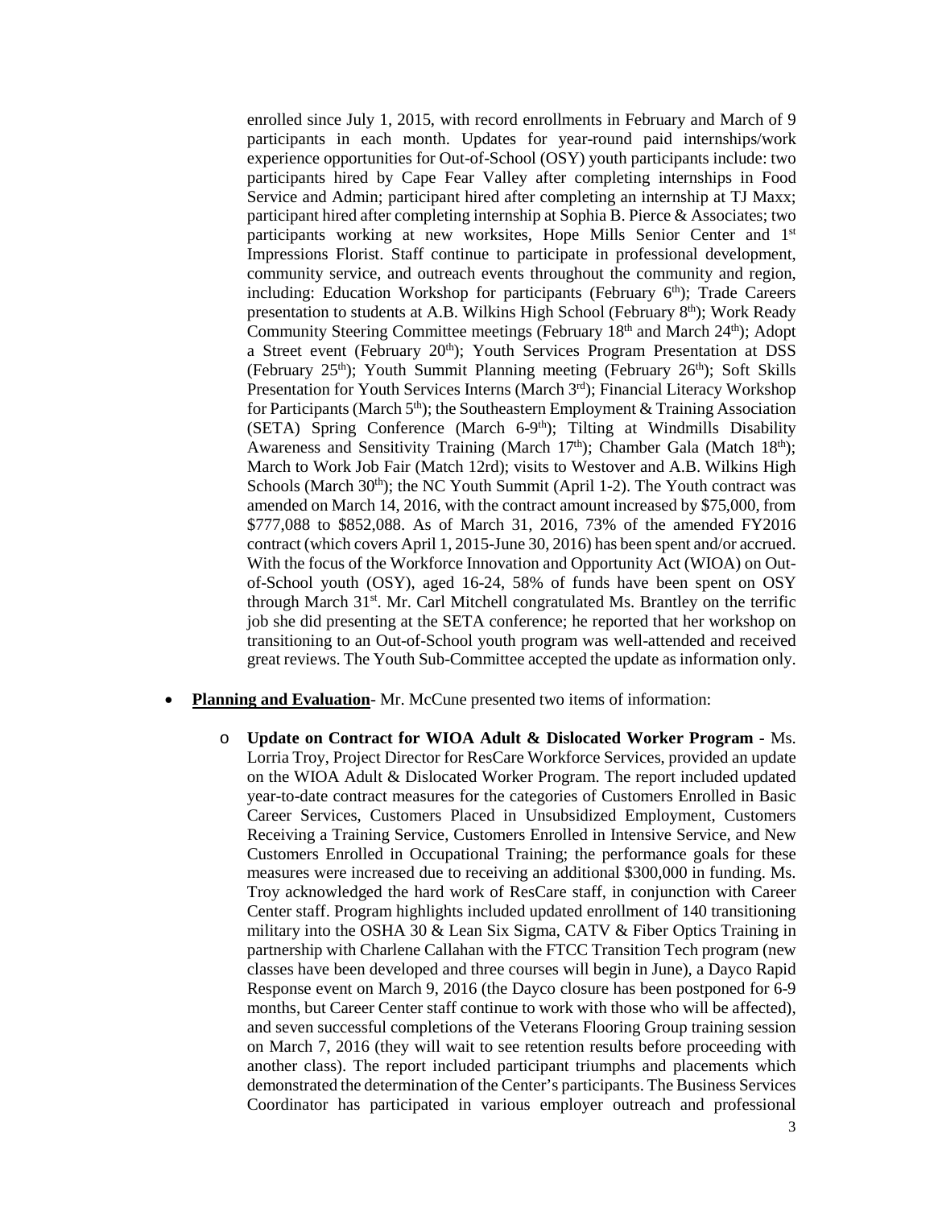enrolled since July 1, 2015, with record enrollments in February and March of 9 participants in each month. Updates for year-round paid internships/work experience opportunities for Out-of-School (OSY) youth participants include: two participants hired by Cape Fear Valley after completing internships in Food Service and Admin; participant hired after completing an internship at TJ Maxx; participant hired after completing internship at Sophia B. Pierce & Associates; two participants working at new worksites, Hope Mills Senior Center and 1st Impressions Florist. Staff continue to participate in professional development, community service, and outreach events throughout the community and region, including: Education Workshop for participants (February 6th); Trade Careers presentation to students at A.B. Wilkins High School (February 8th); Work Ready Community Steering Committee meetings (February 18th and March 24th); Adopt a Street event (February 20th); Youth Services Program Presentation at DSS (February 25th); Youth Summit Planning meeting (February 26th); Soft Skills Presentation for Youth Services Interns (March 3rd); Financial Literacy Workshop for Participants (March 5th); the Southeastern Employment & Training Association (SETA) Spring Conference (March 6-9th); Tilting at Windmills Disability Awareness and Sensitivity Training (March 17th); Chamber Gala (Match 18th); March to Work Job Fair (Match 12rd); visits to Westover and A.B. Wilkins High Schools (March 30th); the NC Youth Summit (April 1-2). The Youth contract was amended on March 14, 2016, with the contract amount increased by $75,000, from $777,088 to $852,088. As of March 31, 2016, 73% of the amended FY2016 contract (which covers April 1, 2015-June 30, 2016) has been spent and/or accrued. With the focus of the Workforce Innovation and Opportunity Act (WIOA) on Out-of-School youth (OSY), aged 16-24, 58% of funds have been spent on OSY through March 31st. Mr. Carl Mitchell congratulated Ms. Brantley on the terrific job she did presenting at the SETA conference; he reported that her workshop on transitioning to an Out-of-School youth program was well-attended and received great reviews. The Youth Sub-Committee accepted the update as information only.

- **Planning and Evaluation**- Mr. McCune presented two items of information:

  - **Update on Contract for WIOA Adult & Dislocated Worker Program -** Ms. Lorria Troy, Project Director for ResCare Workforce Services, provided an update on the WIOA Adult & Dislocated Worker Program. The report included updated year-to-date contract measures for the categories of Customers Enrolled in Basic Career Services, Customers Placed in Unsubsidized Employment, Customers Receiving a Training Service, Customers Enrolled in Intensive Service, and New Customers Enrolled in Occupational Training; the performance goals for these measures were increased due to receiving an additional $300,000 in funding. Ms. Troy acknowledged the hard work of ResCare staff, in conjunction with Career Center staff. Program highlights included updated enrollment of 140 transitioning military into the OSHA 30 & Lean Six Sigma, CATV & Fiber Optics Training in partnership with Charlene Callahan with the FTCC Transition Tech program (new classes have been developed and three courses will begin in June), a Dayco Rapid Response event on March 9, 2016 (the Dayco closure has been postponed for 6-9 months, but Career Center staff continue to work with those who will be affected), and seven successful completions of the Veterans Flooring Group training session on March 7, 2016 (they will wait to see retention results before proceeding with another class). The report included participant triumphs and placements which demonstrated the determination of the Center's participants. The Business Services Coordinator has participated in various employer outreach and professional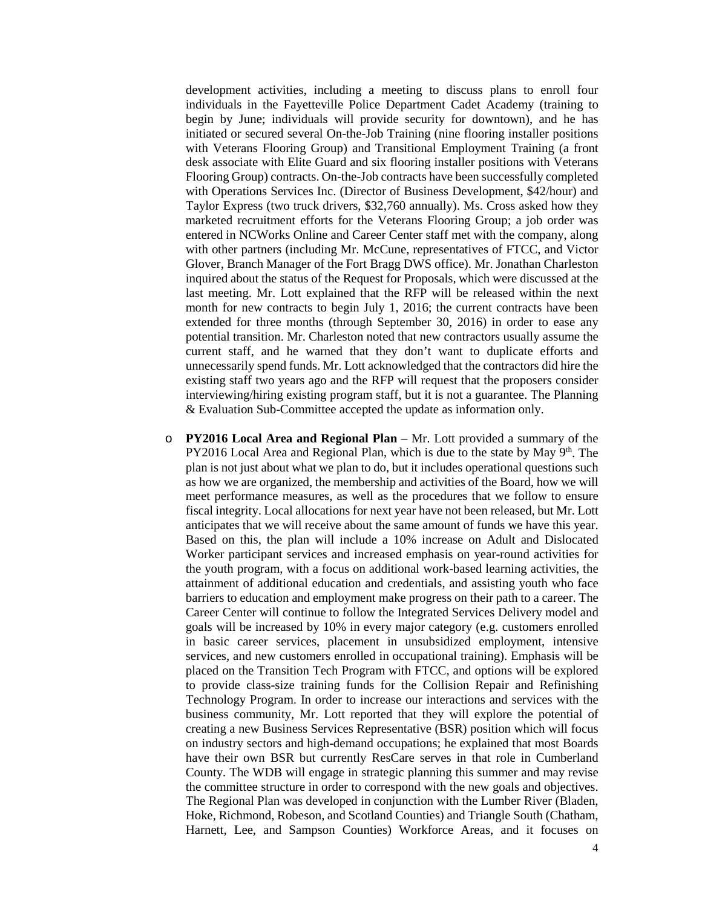development activities, including a meeting to discuss plans to enroll four individuals in the Fayetteville Police Department Cadet Academy (training to begin by June; individuals will provide security for downtown), and he has initiated or secured several On-the-Job Training (nine flooring installer positions with Veterans Flooring Group) and Transitional Employment Training (a front desk associate with Elite Guard and six flooring installer positions with Veterans Flooring Group) contracts. On-the-Job contracts have been successfully completed with Operations Services Inc. (Director of Business Development, $42/hour) and Taylor Express (two truck drivers, $32,760 annually). Ms. Cross asked how they marketed recruitment efforts for the Veterans Flooring Group; a job order was entered in NCWorks Online and Career Center staff met with the company, along with other partners (including Mr. McCune, representatives of FTCC, and Victor Glover, Branch Manager of the Fort Bragg DWS office). Mr. Jonathan Charleston inquired about the status of the Request for Proposals, which were discussed at the last meeting. Mr. Lott explained that the RFP will be released within the next month for new contracts to begin July 1, 2016; the current contracts have been extended for three months (through September 30, 2016) in order to ease any potential transition. Mr. Charleston noted that new contractors usually assume the current staff, and he warned that they don't want to duplicate efforts and unnecessarily spend funds. Mr. Lott acknowledged that the contractors did hire the existing staff two years ago and the RFP will request that the proposers consider interviewing/hiring existing program staff, but it is not a guarantee. The Planning & Evaluation Sub-Committee accepted the update as information only.

- **PY2016 Local Area and Regional Plan** – Mr. Lott provided a summary of the PY2016 Local Area and Regional Plan, which is due to the state by May 9th. The plan is not just about what we plan to do, but it includes operational questions such as how we are organized, the membership and activities of the Board, how we will meet performance measures, as well as the procedures that we follow to ensure fiscal integrity. Local allocations for next year have not been released, but Mr. Lott anticipates that we will receive about the same amount of funds we have this year. Based on this, the plan will include a 10% increase on Adult and Dislocated Worker participant services and increased emphasis on year-round activities for the youth program, with a focus on additional work-based learning activities, the attainment of additional education and credentials, and assisting youth who face barriers to education and employment make progress on their path to a career. The Career Center will continue to follow the Integrated Services Delivery model and goals will be increased by 10% in every major category (e.g. customers enrolled in basic career services, placement in unsubsidized employment, intensive services, and new customers enrolled in occupational training). Emphasis will be placed on the Transition Tech Program with FTCC, and options will be explored to provide class-size training funds for the Collision Repair and Refinishing Technology Program. In order to increase our interactions and services with the business community, Mr. Lott reported that they will explore the potential of creating a new Business Services Representative (BSR) position which will focus on industry sectors and high-demand occupations; he explained that most Boards have their own BSR but currently ResCare serves in that role in Cumberland County. The WDB will engage in strategic planning this summer and may revise the committee structure in order to correspond with the new goals and objectives. The Regional Plan was developed in conjunction with the Lumber River (Bladen, Hoke, Richmond, Robeson, and Scotland Counties) and Triangle South (Chatham, Harnett, Lee, and Sampson Counties) Workforce Areas, and it focuses on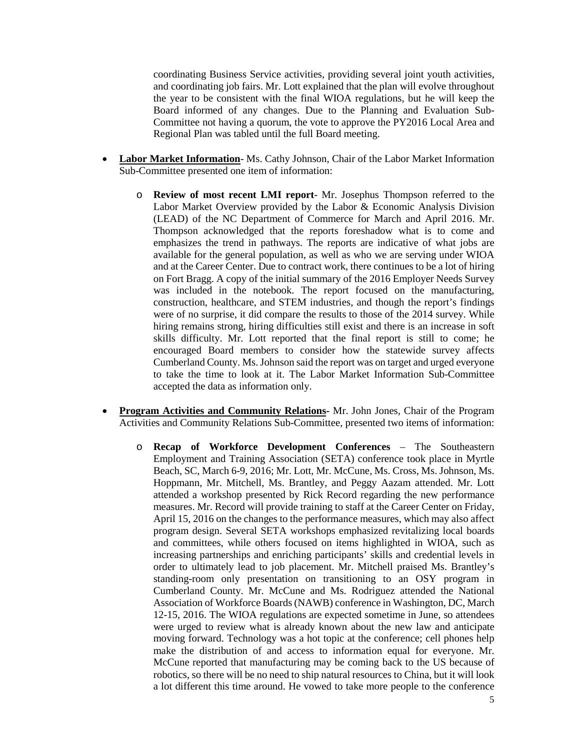coordinating Business Service activities, providing several joint youth activities, and coordinating job fairs. Mr. Lott explained that the plan will evolve throughout the year to be consistent with the final WIOA regulations, but he will keep the Board informed of any changes. Due to the Planning and Evaluation Sub-Committee not having a quorum, the vote to approve the PY2016 Local Area and Regional Plan was tabled until the full Board meeting.

- **Labor Market Information**- Ms. Cathy Johnson, Chair of the Labor Market Information Sub-Committee presented one item of information:

  - **Review of most recent LMI report**- Mr. Josephus Thompson referred to the Labor Market Overview provided by the Labor & Economic Analysis Division (LEAD) of the NC Department of Commerce for March and April 2016. Mr. Thompson acknowledged that the reports foreshadow what is to come and emphasizes the trend in pathways. The reports are indicative of what jobs are available for the general population, as well as who we are serving under WIOA and at the Career Center. Due to contract work, there continues to be a lot of hiring on Fort Bragg. A copy of the initial summary of the 2016 Employer Needs Survey was included in the notebook. The report focused on the manufacturing, construction, healthcare, and STEM industries, and though the report's findings were of no surprise, it did compare the results to those of the 2014 survey. While hiring remains strong, hiring difficulties still exist and there is an increase in soft skills difficulty. Mr. Lott reported that the final report is still to come; he encouraged Board members to consider how the statewide survey affects Cumberland County. Ms. Johnson said the report was on target and urged everyone to take the time to look at it. The Labor Market Information Sub-Committee accepted the data as information only.

- **Program Activities and Community Relations-** Mr. John Jones, Chair of the Program Activities and Community Relations Sub-Committee, presented two items of information:

  - **Recap of Workforce Development Conferences** – The Southeastern Employment and Training Association (SETA) conference took place in Myrtle Beach, SC, March 6-9, 2016; Mr. Lott, Mr. McCune, Ms. Cross, Ms. Johnson, Ms. Hoppmann, Mr. Mitchell, Ms. Brantley, and Peggy Aazam attended. Mr. Lott attended a workshop presented by Rick Record regarding the new performance measures. Mr. Record will provide training to staff at the Career Center on Friday, April 15, 2016 on the changes to the performance measures, which may also affect program design. Several SETA workshops emphasized revitalizing local boards and committees, while others focused on items highlighted in WIOA, such as increasing partnerships and enriching participants' skills and credential levels in order to ultimately lead to job placement. Mr. Mitchell praised Ms. Brantley's standing-room only presentation on transitioning to an OSY program in Cumberland County. Mr. McCune and Ms. Rodriguez attended the National Association of Workforce Boards (NAWB) conference in Washington, DC, March 12-15, 2016. The WIOA regulations are expected sometime in June, so attendees were urged to review what is already known about the new law and anticipate moving forward. Technology was a hot topic at the conference; cell phones help make the distribution of and access to information equal for everyone. Mr. McCune reported that manufacturing may be coming back to the US because of robotics, so there will be no need to ship natural resources to China, but it will look a lot different this time around. He vowed to take more people to the conference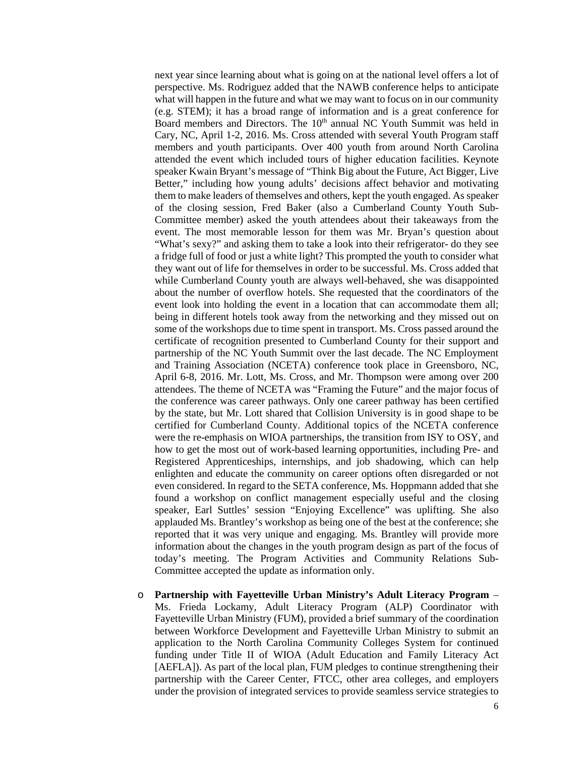next year since learning about what is going on at the national level offers a lot of perspective. Ms. Rodriguez added that the NAWB conference helps to anticipate what will happen in the future and what we may want to focus on in our community (e.g. STEM); it has a broad range of information and is a great conference for Board members and Directors. The 10th annual NC Youth Summit was held in Cary, NC, April 1-2, 2016. Ms. Cross attended with several Youth Program staff members and youth participants. Over 400 youth from around North Carolina attended the event which included tours of higher education facilities. Keynote speaker Kwain Bryant's message of "Think Big about the Future, Act Bigger, Live Better," including how young adults' decisions affect behavior and motivating them to make leaders of themselves and others, kept the youth engaged. As speaker of the closing session, Fred Baker (also a Cumberland County Youth Sub-Committee member) asked the youth attendees about their takeaways from the event. The most memorable lesson for them was Mr. Bryan's question about "What's sexy?" and asking them to take a look into their refrigerator- do they see a fridge full of food or just a white light? This prompted the youth to consider what they want out of life for themselves in order to be successful. Ms. Cross added that while Cumberland County youth are always well-behaved, she was disappointed about the number of overflow hotels. She requested that the coordinators of the event look into holding the event in a location that can accommodate them all; being in different hotels took away from the networking and they missed out on some of the workshops due to time spent in transport. Ms. Cross passed around the certificate of recognition presented to Cumberland County for their support and partnership of the NC Youth Summit over the last decade. The NC Employment and Training Association (NCETA) conference took place in Greensboro, NC, April 6-8, 2016. Mr. Lott, Ms. Cross, and Mr. Thompson were among over 200 attendees. The theme of NCETA was "Framing the Future" and the major focus of the conference was career pathways. Only one career pathway has been certified by the state, but Mr. Lott shared that Collision University is in good shape to be certified for Cumberland County. Additional topics of the NCETA conference were the re-emphasis on WIOA partnerships, the transition from ISY to OSY, and how to get the most out of work-based learning opportunities, including Pre- and Registered Apprenticeships, internships, and job shadowing, which can help enlighten and educate the community on career options often disregarded or not even considered. In regard to the SETA conference, Ms. Hoppmann added that she found a workshop on conflict management especially useful and the closing speaker, Earl Suttles' session "Enjoying Excellence" was uplifting. She also applauded Ms. Brantley's workshop as being one of the best at the conference; she reported that it was very unique and engaging. Ms. Brantley will provide more information about the changes in the youth program design as part of the focus of today's meeting. The Program Activities and Community Relations Sub-Committee accepted the update as information only.

- **Partnership with Fayetteville Urban Ministry's Adult Literacy Program** – Ms. Frieda Lockamy, Adult Literacy Program (ALP) Coordinator with Fayetteville Urban Ministry (FUM), provided a brief summary of the coordination between Workforce Development and Fayetteville Urban Ministry to submit an application to the North Carolina Community Colleges System for continued funding under Title II of WIOA (Adult Education and Family Literacy Act [AEFLA]). As part of the local plan, FUM pledges to continue strengthening their partnership with the Career Center, FTCC, other area colleges, and employers under the provision of integrated services to provide seamless service strategies to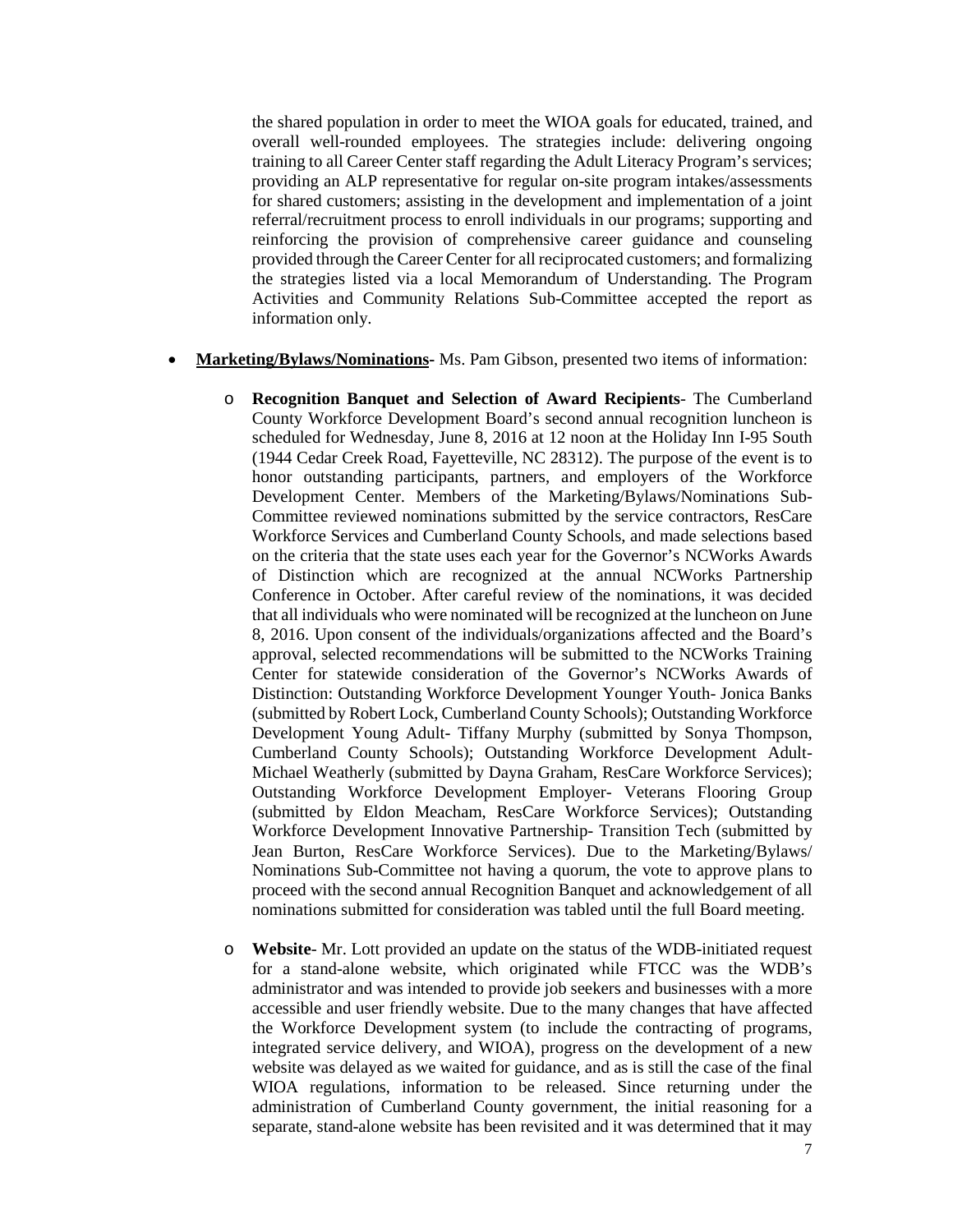the shared population in order to meet the WIOA goals for educated, trained, and overall well-rounded employees. The strategies include: delivering ongoing training to all Career Center staff regarding the Adult Literacy Program's services; providing an ALP representative for regular on-site program intakes/assessments for shared customers; assisting in the development and implementation of a joint referral/recruitment process to enroll individuals in our programs; supporting and reinforcing the provision of comprehensive career guidance and counseling provided through the Career Center for all reciprocated customers; and formalizing the strategies listed via a local Memorandum of Understanding. The Program Activities and Community Relations Sub-Committee accepted the report as information only.

- **<u>Marketing/Bylaws/Nominations</u>**- Ms. Pam Gibson, presented two items of information:
  - **Recognition Banquet and Selection of Award Recipients**- The Cumberland County Workforce Development Board's second annual recognition luncheon is scheduled for Wednesday, June 8, 2016 at 12 noon at the Holiday Inn I-95 South (1944 Cedar Creek Road, Fayetteville, NC 28312). The purpose of the event is to honor outstanding participants, partners, and employers of the Workforce Development Center. Members of the Marketing/Bylaws/Nominations Sub-Committee reviewed nominations submitted by the service contractors, ResCare Workforce Services and Cumberland County Schools, and made selections based on the criteria that the state uses each year for the Governor's NCWorks Awards of Distinction which are recognized at the annual NCWorks Partnership Conference in October. After careful review of the nominations, it was decided that all individuals who were nominated will be recognized at the luncheon on June 8, 2016. Upon consent of the individuals/organizations affected and the Board's approval, selected recommendations will be submitted to the NCWorks Training Center for statewide consideration of the Governor's NCWorks Awards of Distinction: Outstanding Workforce Development Younger Youth- Jonica Banks (submitted by Robert Lock, Cumberland County Schools); Outstanding Workforce Development Young Adult- Tiffany Murphy (submitted by Sonya Thompson, Cumberland County Schools); Outstanding Workforce Development Adult- Michael Weatherly (submitted by Dayna Graham, ResCare Workforce Services); Outstanding Workforce Development Employer- Veterans Flooring Group (submitted by Eldon Meacham, ResCare Workforce Services); Outstanding Workforce Development Innovative Partnership- Transition Tech (submitted by Jean Burton, ResCare Workforce Services). Due to the Marketing/Bylaws/ Nominations Sub-Committee not having a quorum, the vote to approve plans to proceed with the second annual Recognition Banquet and acknowledgement of all nominations submitted for consideration was tabled until the full Board meeting.
  - **Website**- Mr. Lott provided an update on the status of the WDB-initiated request for a stand-alone website, which originated while FTCC was the WDB's administrator and was intended to provide job seekers and businesses with a more accessible and user friendly website. Due to the many changes that have affected the Workforce Development system (to include the contracting of programs, integrated service delivery, and WIOA), progress on the development of a new website was delayed as we waited for guidance, and as is still the case of the final WIOA regulations, information to be released. Since returning under the administration of Cumberland County government, the initial reasoning for a separate, stand-alone website has been revisited and it was determined that it may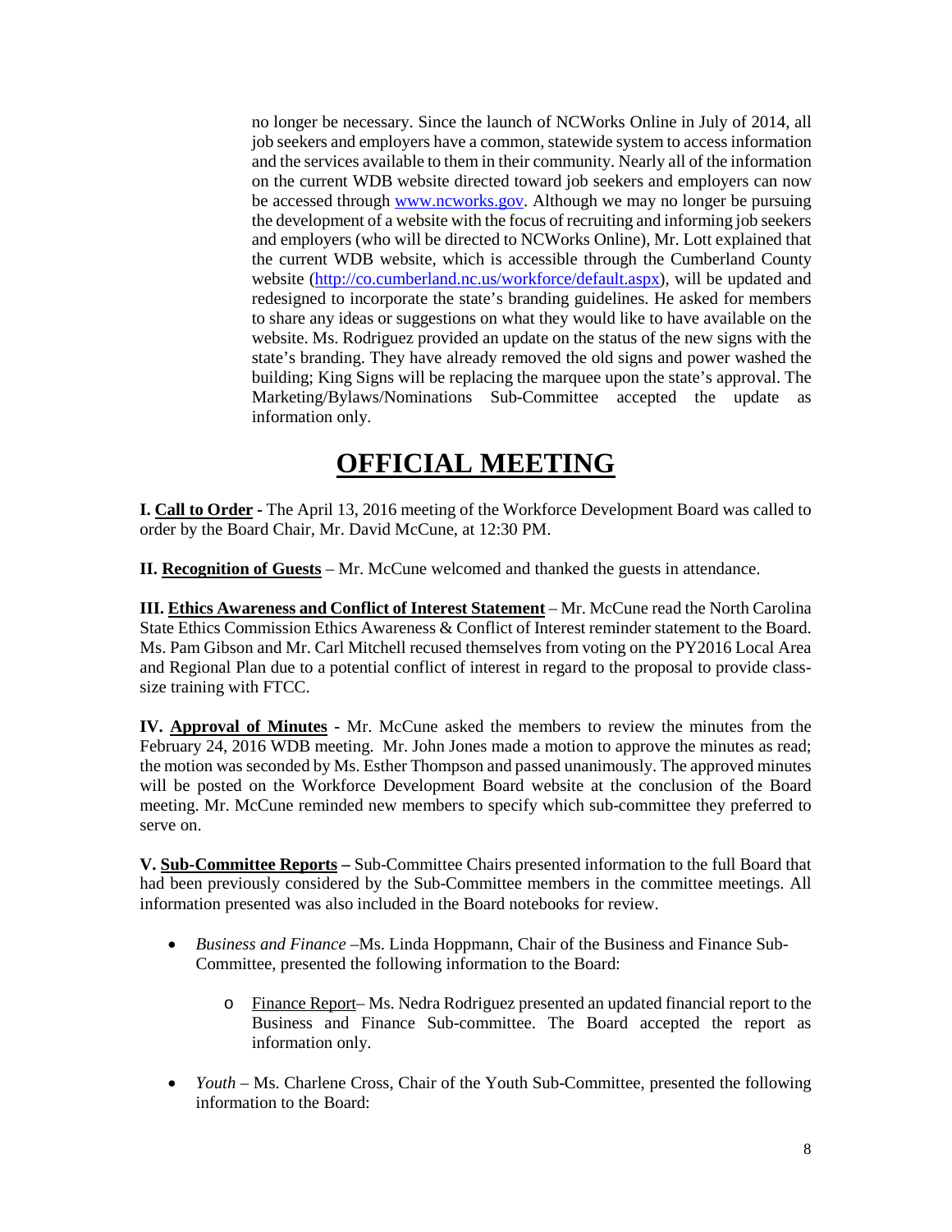no longer be necessary. Since the launch of NCWorks Online in July of 2014, all job seekers and employers have a common, statewide system to access information and the services available to them in their community. Nearly all of the information on the current WDB website directed toward job seekers and employers can now be accessed through [www.ncworks.gov](http://www.ncworks.gov). Although we may no longer be pursuing the development of a website with the focus of recruiting and informing job seekers and employers (who will be directed to NCWorks Online), Mr. Lott explained that the current WDB website, which is accessible through the Cumberland County website ([http://co.cumberland.nc.us/workforce/default.aspx](http://co.cumberland.nc.us/workforce/default.aspx)), will be updated and redesigned to incorporate the state's branding guidelines. He asked for members to share any ideas or suggestions on what they would like to have available on the website. Ms. Rodriguez provided an update on the status of the new signs with the state's branding. They have already removed the old signs and power washed the building; King Signs will be replacing the marquee upon the state's approval. The Marketing/Bylaws/Nominations Sub-Committee accepted the update as information only.

# OFFICIAL MEETING

**I. Call to Order -** The April 13, 2016 meeting of the Workforce Development Board was called to order by the Board Chair, Mr. David McCune, at 12:30 PM.

**II. Recognition of Guests** – Mr. McCune welcomed and thanked the guests in attendance.

**III. Ethics Awareness and Conflict of Interest Statement** – Mr. McCune read the North Carolina State Ethics Commission Ethics Awareness & Conflict of Interest reminder statement to the Board. Ms. Pam Gibson and Mr. Carl Mitchell recused themselves from voting on the PY2016 Local Area and Regional Plan due to a potential conflict of interest in regard to the proposal to provide class-size training with FTCC.

**IV. Approval of Minutes -** Mr. McCune asked the members to review the minutes from the February 24, 2016 WDB meeting. Mr. John Jones made a motion to approve the minutes as read; the motion was seconded by Ms. Esther Thompson and passed unanimously. The approved minutes will be posted on the Workforce Development Board website at the conclusion of the Board meeting. Mr. McCune reminded new members to specify which sub-committee they preferred to serve on.

**V. Sub-Committee Reports –** Sub-Committee Chairs presented information to the full Board that had been previously considered by the Sub-Committee members in the committee meetings. All information presented was also included in the Board notebooks for review.

- *Business and Finance* –Ms. Linda Hoppmann, Chair of the Business and Finance Sub-Committee, presented the following information to the Board:
  - Finance Report– Ms. Nedra Rodriguez presented an updated financial report to the Business and Finance Sub-committee. The Board accepted the report as information only.
- *Youth* – Ms. Charlene Cross, Chair of the Youth Sub-Committee, presented the following information to the Board: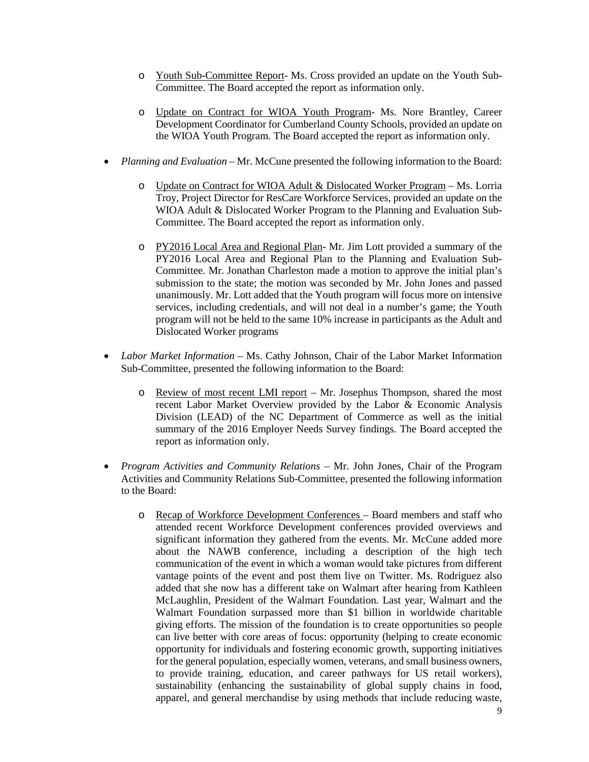- Youth Sub-Committee Report- Ms. Cross provided an update on the Youth Sub-Committee. The Board accepted the report as information only.

- Update on Contract for WIOA Youth Program- Ms. Nore Brantley, Career Development Coordinator for Cumberland County Schools, provided an update on the WIOA Youth Program. The Board accepted the report as information only.

- *Planning and Evaluation* – Mr. McCune presented the following information to the Board:

  - Update on Contract for WIOA Adult & Dislocated Worker Program – Ms. Lorria Troy, Project Director for ResCare Workforce Services, provided an update on the WIOA Adult & Dislocated Worker Program to the Planning and Evaluation Sub-Committee. The Board accepted the report as information only.

  - PY2016 Local Area and Regional Plan- Mr. Jim Lott provided a summary of the PY2016 Local Area and Regional Plan to the Planning and Evaluation Sub-Committee. Mr. Jonathan Charleston made a motion to approve the initial plan's submission to the state; the motion was seconded by Mr. John Jones and passed unanimously. Mr. Lott added that the Youth program will focus more on intensive services, including credentials, and will not deal in a number's game; the Youth program will not be held to the same 10% increase in participants as the Adult and Dislocated Worker programs

- *Labor Market Information* – Ms. Cathy Johnson, Chair of the Labor Market Information Sub-Committee, presented the following information to the Board:

  - Review of most recent LMI report – Mr. Josephus Thompson, shared the most recent Labor Market Overview provided by the Labor & Economic Analysis Division (LEAD) of the NC Department of Commerce as well as the initial summary of the 2016 Employer Needs Survey findings. The Board accepted the report as information only.

- *Program Activities and Community Relations* – Mr. John Jones, Chair of the Program Activities and Community Relations Sub-Committee, presented the following information to the Board:

  - Recap of Workforce Development Conferences – Board members and staff who attended recent Workforce Development conferences provided overviews and significant information they gathered from the events. Mr. McCune added more about the NAWB conference, including a description of the high tech communication of the event in which a woman would take pictures from different vantage points of the event and post them live on Twitter. Ms. Rodriguez also added that she now has a different take on Walmart after hearing from Kathleen McLaughlin, President of the Walmart Foundation. Last year, Walmart and the Walmart Foundation surpassed more than $1 billion in worldwide charitable giving efforts. The mission of the foundation is to create opportunities so people can live better with core areas of focus: opportunity (helping to create economic opportunity for individuals and fostering economic growth, supporting initiatives for the general population, especially women, veterans, and small business owners, to provide training, education, and career pathways for US retail workers), sustainability (enhancing the sustainability of global supply chains in food, apparel, and general merchandise by using methods that include reducing waste,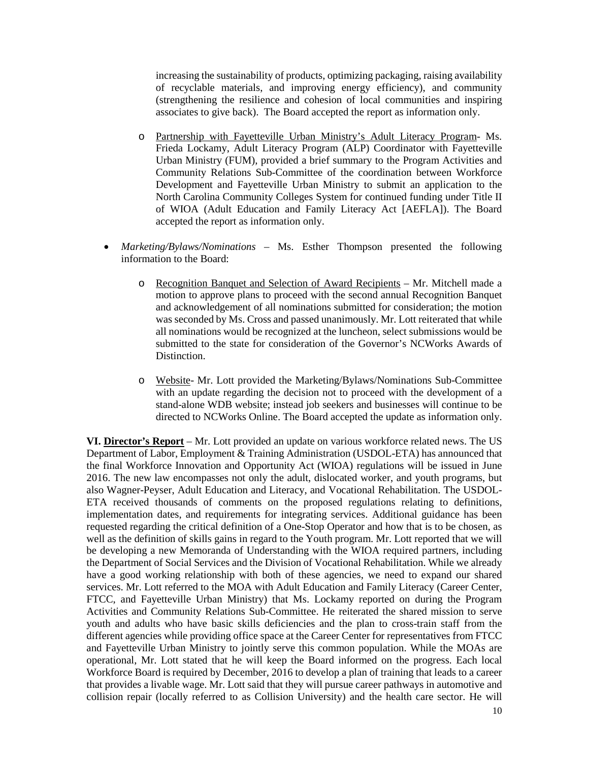increasing the sustainability of products, optimizing packaging, raising availability of recyclable materials, and improving energy efficiency), and community (strengthening the resilience and cohesion of local communities and inspiring associates to give back). The Board accepted the report as information only.

  - Partnership with Fayetteville Urban Ministry's Adult Literacy Program- Ms. Frieda Lockamy, Adult Literacy Program (ALP) Coordinator with Fayetteville Urban Ministry (FUM), provided a brief summary to the Program Activities and Community Relations Sub-Committee of the coordination between Workforce Development and Fayetteville Urban Ministry to submit an application to the North Carolina Community Colleges System for continued funding under Title II of WIOA (Adult Education and Family Literacy Act [AEFLA]). The Board accepted the report as information only.

- *Marketing/Bylaws/Nominations* – Ms. Esther Thompson presented the following information to the Board:

  - Recognition Banquet and Selection of Award Recipients – Mr. Mitchell made a motion to approve plans to proceed with the second annual Recognition Banquet and acknowledgement of all nominations submitted for consideration; the motion was seconded by Ms. Cross and passed unanimously. Mr. Lott reiterated that while all nominations would be recognized at the luncheon, select submissions would be submitted to the state for consideration of the Governor's NCWorks Awards of Distinction.

  - Website- Mr. Lott provided the Marketing/Bylaws/Nominations Sub-Committee with an update regarding the decision not to proceed with the development of a stand-alone WDB website; instead job seekers and businesses will continue to be directed to NCWorks Online. The Board accepted the update as information only.

**VI. Director's Report** – Mr. Lott provided an update on various workforce related news. The US Department of Labor, Employment & Training Administration (USDOL-ETA) has announced that the final Workforce Innovation and Opportunity Act (WIOA) regulations will be issued in June 2016. The new law encompasses not only the adult, dislocated worker, and youth programs, but also Wagner-Peyser, Adult Education and Literacy, and Vocational Rehabilitation. The USDOL-ETA received thousands of comments on the proposed regulations relating to definitions, implementation dates, and requirements for integrating services. Additional guidance has been requested regarding the critical definition of a One-Stop Operator and how that is to be chosen, as well as the definition of skills gains in regard to the Youth program. Mr. Lott reported that we will be developing a new Memoranda of Understanding with the WIOA required partners, including the Department of Social Services and the Division of Vocational Rehabilitation. While we already have a good working relationship with both of these agencies, we need to expand our shared services. Mr. Lott referred to the MOA with Adult Education and Family Literacy (Career Center, FTCC, and Fayetteville Urban Ministry) that Ms. Lockamy reported on during the Program Activities and Community Relations Sub-Committee. He reiterated the shared mission to serve youth and adults who have basic skills deficiencies and the plan to cross-train staff from the different agencies while providing office space at the Career Center for representatives from FTCC and Fayetteville Urban Ministry to jointly serve this common population. While the MOAs are operational, Mr. Lott stated that he will keep the Board informed on the progress. Each local Workforce Board is required by December, 2016 to develop a plan of training that leads to a career that provides a livable wage. Mr. Lott said that they will pursue career pathways in automotive and collision repair (locally referred to as Collision University) and the health care sector. He will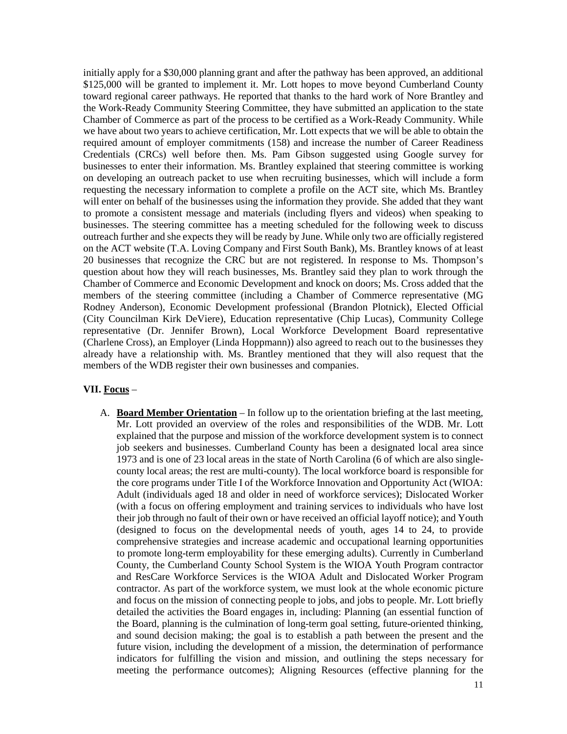initially apply for a $30,000 planning grant and after the pathway has been approved, an additional $125,000 will be granted to implement it. Mr. Lott hopes to move beyond Cumberland County toward regional career pathways. He reported that thanks to the hard work of Nore Brantley and the Work-Ready Community Steering Committee, they have submitted an application to the state Chamber of Commerce as part of the process to be certified as a Work-Ready Community. While we have about two years to achieve certification, Mr. Lott expects that we will be able to obtain the required amount of employer commitments (158) and increase the number of Career Readiness Credentials (CRCs) well before then. Ms. Pam Gibson suggested using Google survey for businesses to enter their information. Ms. Brantley explained that steering committee is working on developing an outreach packet to use when recruiting businesses, which will include a form requesting the necessary information to complete a profile on the ACT site, which Ms. Brantley will enter on behalf of the businesses using the information they provide. She added that they want to promote a consistent message and materials (including flyers and videos) when speaking to businesses. The steering committee has a meeting scheduled for the following week to discuss outreach further and she expects they will be ready by June. While only two are officially registered on the ACT website (T.A. Loving Company and First South Bank), Ms. Brantley knows of at least 20 businesses that recognize the CRC but are not registered. In response to Ms. Thompson's question about how they will reach businesses, Ms. Brantley said they plan to work through the Chamber of Commerce and Economic Development and knock on doors; Ms. Cross added that the members of the steering committee (including a Chamber of Commerce representative (MG Rodney Anderson), Economic Development professional (Brandon Plotnick), Elected Official (City Councilman Kirk DeViere), Education representative (Chip Lucas), Community College representative (Dr. Jennifer Brown), Local Workforce Development Board representative (Charlene Cross), an Employer (Linda Hoppmann)) also agreed to reach out to the businesses they already have a relationship with. Ms. Brantley mentioned that they will also request that the members of the WDB register their own businesses and companies.

**VII. <u>Focus</u>** –

A. **<u>Board Member Orientation</u>** – In follow up to the orientation briefing at the last meeting, Mr. Lott provided an overview of the roles and responsibilities of the WDB. Mr. Lott explained that the purpose and mission of the workforce development system is to connect job seekers and businesses. Cumberland County has been a designated local area since 1973 and is one of 23 local areas in the state of North Carolina (6 of which are also single-county local areas; the rest are multi-county). The local workforce board is responsible for the core programs under Title I of the Workforce Innovation and Opportunity Act (WIOA: Adult (individuals aged 18 and older in need of workforce services); Dislocated Worker (with a focus on offering employment and training services to individuals who have lost their job through no fault of their own or have received an official layoff notice); and Youth (designed to focus on the developmental needs of youth, ages 14 to 24, to provide comprehensive strategies and increase academic and occupational learning opportunities to promote long-term employability for these emerging adults). Currently in Cumberland County, the Cumberland County School System is the WIOA Youth Program contractor and ResCare Workforce Services is the WIOA Adult and Dislocated Worker Program contractor. As part of the workforce system, we must look at the whole economic picture and focus on the mission of connecting people to jobs, and jobs to people. Mr. Lott briefly detailed the activities the Board engages in, including: Planning (an essential function of the Board, planning is the culmination of long-term goal setting, future-oriented thinking, and sound decision making; the goal is to establish a path between the present and the future vision, including the development of a mission, the determination of performance indicators for fulfilling the vision and mission, and outlining the steps necessary for meeting the performance outcomes); Aligning Resources (effective planning for the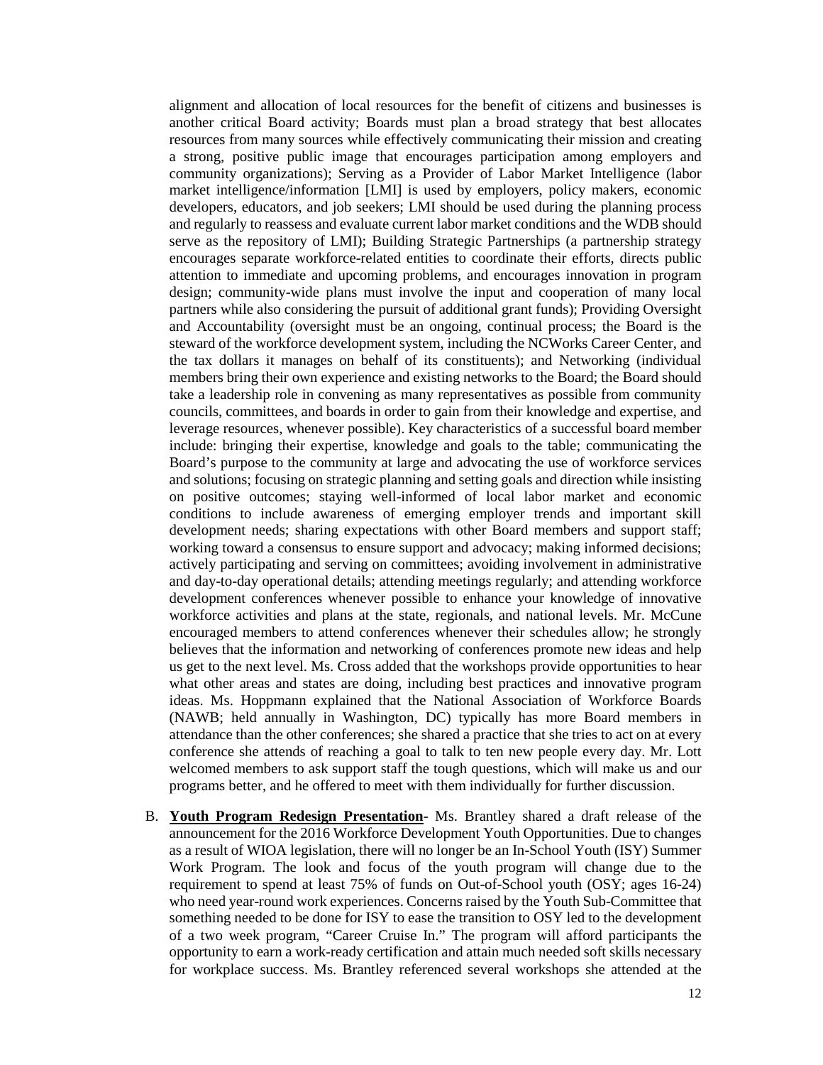alignment and allocation of local resources for the benefit of citizens and businesses is another critical Board activity; Boards must plan a broad strategy that best allocates resources from many sources while effectively communicating their mission and creating a strong, positive public image that encourages participation among employers and community organizations); Serving as a Provider of Labor Market Intelligence (labor market intelligence/information [LMI] is used by employers, policy makers, economic developers, educators, and job seekers; LMI should be used during the planning process and regularly to reassess and evaluate current labor market conditions and the WDB should serve as the repository of LMI); Building Strategic Partnerships (a partnership strategy encourages separate workforce-related entities to coordinate their efforts, directs public attention to immediate and upcoming problems, and encourages innovation in program design; community-wide plans must involve the input and cooperation of many local partners while also considering the pursuit of additional grant funds); Providing Oversight and Accountability (oversight must be an ongoing, continual process; the Board is the steward of the workforce development system, including the NCWorks Career Center, and the tax dollars it manages on behalf of its constituents); and Networking (individual members bring their own experience and existing networks to the Board; the Board should take a leadership role in convening as many representatives as possible from community councils, committees, and boards in order to gain from their knowledge and expertise, and leverage resources, whenever possible). Key characteristics of a successful board member include: bringing their expertise, knowledge and goals to the table; communicating the Board's purpose to the community at large and advocating the use of workforce services and solutions; focusing on strategic planning and setting goals and direction while insisting on positive outcomes; staying well-informed of local labor market and economic conditions to include awareness of emerging employer trends and important skill development needs; sharing expectations with other Board members and support staff; working toward a consensus to ensure support and advocacy; making informed decisions; actively participating and serving on committees; avoiding involvement in administrative and day-to-day operational details; attending meetings regularly; and attending workforce development conferences whenever possible to enhance your knowledge of innovative workforce activities and plans at the state, regionals, and national levels. Mr. McCune encouraged members to attend conferences whenever their schedules allow; he strongly believes that the information and networking of conferences promote new ideas and help us get to the next level. Ms. Cross added that the workshops provide opportunities to hear what other areas and states are doing, including best practices and innovative program ideas. Ms. Hoppmann explained that the National Association of Workforce Boards (NAWB; held annually in Washington, DC) typically has more Board members in attendance than the other conferences; she shared a practice that she tries to act on at every conference she attends of reaching a goal to talk to ten new people every day. Mr. Lott welcomed members to ask support staff the tough questions, which will make us and our programs better, and he offered to meet with them individually for further discussion.

B. **Youth Program Redesign Presentation**- Ms. Brantley shared a draft release of the announcement for the 2016 Workforce Development Youth Opportunities. Due to changes as a result of WIOA legislation, there will no longer be an In-School Youth (ISY) Summer Work Program. The look and focus of the youth program will change due to the requirement to spend at least 75% of funds on Out-of-School youth (OSY; ages 16-24) who need year-round work experiences. Concerns raised by the Youth Sub-Committee that something needed to be done for ISY to ease the transition to OSY led to the development of a two week program, "Career Cruise In." The program will afford participants the opportunity to earn a work-ready certification and attain much needed soft skills necessary for workplace success. Ms. Brantley referenced several workshops she attended at the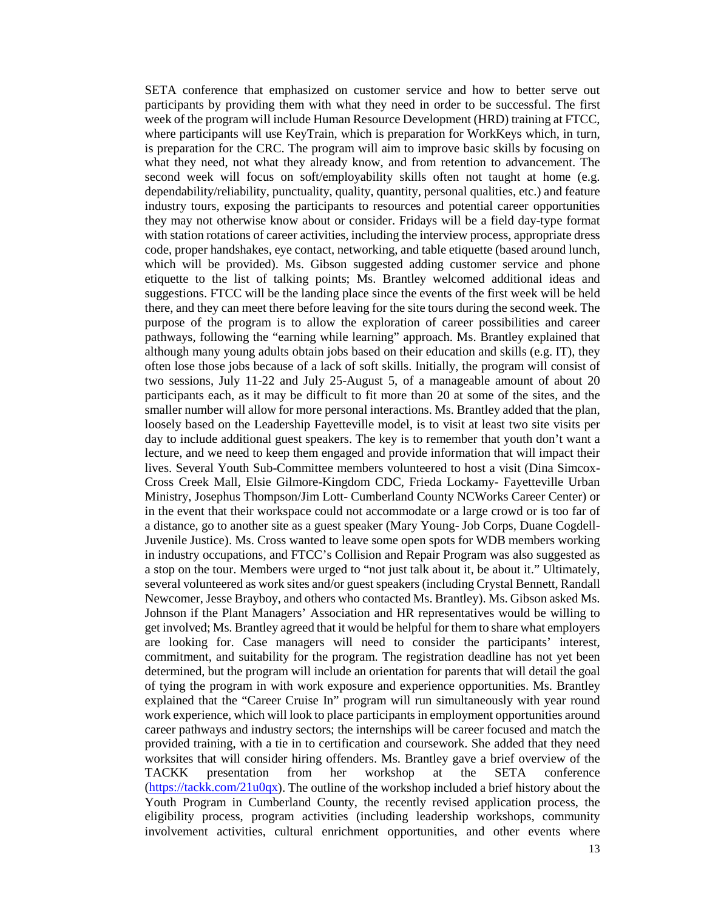SETA conference that emphasized on customer service and how to better serve out participants by providing them with what they need in order to be successful. The first week of the program will include Human Resource Development (HRD) training at FTCC, where participants will use KeyTrain, which is preparation for WorkKeys which, in turn, is preparation for the CRC. The program will aim to improve basic skills by focusing on what they need, not what they already know, and from retention to advancement. The second week will focus on soft/employability skills often not taught at home (e.g. dependability/reliability, punctuality, quality, quantity, personal qualities, etc.) and feature industry tours, exposing the participants to resources and potential career opportunities they may not otherwise know about or consider. Fridays will be a field day-type format with station rotations of career activities, including the interview process, appropriate dress code, proper handshakes, eye contact, networking, and table etiquette (based around lunch, which will be provided). Ms. Gibson suggested adding customer service and phone etiquette to the list of talking points; Ms. Brantley welcomed additional ideas and suggestions. FTCC will be the landing place since the events of the first week will be held there, and they can meet there before leaving for the site tours during the second week. The purpose of the program is to allow the exploration of career possibilities and career pathways, following the "earning while learning" approach. Ms. Brantley explained that although many young adults obtain jobs based on their education and skills (e.g. IT), they often lose those jobs because of a lack of soft skills. Initially, the program will consist of two sessions, July 11-22 and July 25-August 5, of a manageable amount of about 20 participants each, as it may be difficult to fit more than 20 at some of the sites, and the smaller number will allow for more personal interactions. Ms. Brantley added that the plan, loosely based on the Leadership Fayetteville model, is to visit at least two site visits per day to include additional guest speakers. The key is to remember that youth don't want a lecture, and we need to keep them engaged and provide information that will impact their lives. Several Youth Sub-Committee members volunteered to host a visit (Dina Simcox-Cross Creek Mall, Elsie Gilmore-Kingdom CDC, Frieda Lockamy- Fayetteville Urban Ministry, Josephus Thompson/Jim Lott- Cumberland County NCWorks Career Center) or in the event that their workspace could not accommodate or a large crowd or is too far of a distance, go to another site as a guest speaker (Mary Young- Job Corps, Duane Cogdell-Juvenile Justice). Ms. Cross wanted to leave some open spots for WDB members working in industry occupations, and FTCC's Collision and Repair Program was also suggested as a stop on the tour. Members were urged to "not just talk about it, be about it." Ultimately, several volunteered as work sites and/or guest speakers (including Crystal Bennett, Randall Newcomer, Jesse Brayboy, and others who contacted Ms. Brantley). Ms. Gibson asked Ms. Johnson if the Plant Managers' Association and HR representatives would be willing to get involved; Ms. Brantley agreed that it would be helpful for them to share what employers are looking for. Case managers will need to consider the participants' interest, commitment, and suitability for the program. The registration deadline has not yet been determined, but the program will include an orientation for parents that will detail the goal of tying the program in with work exposure and experience opportunities. Ms. Brantley explained that the "Career Cruise In" program will run simultaneously with year round work experience, which will look to place participants in employment opportunities around career pathways and industry sectors; the internships will be career focused and match the provided training, with a tie in to certification and coursework. She added that they need worksites that will consider hiring offenders. Ms. Brantley gave a brief overview of the TACKK presentation from her workshop at the SETA conference (https://tackk.com/21u0qx). The outline of the workshop included a brief history about the Youth Program in Cumberland County, the recently revised application process, the eligibility process, program activities (including leadership workshops, community involvement activities, cultural enrichment opportunities, and other events where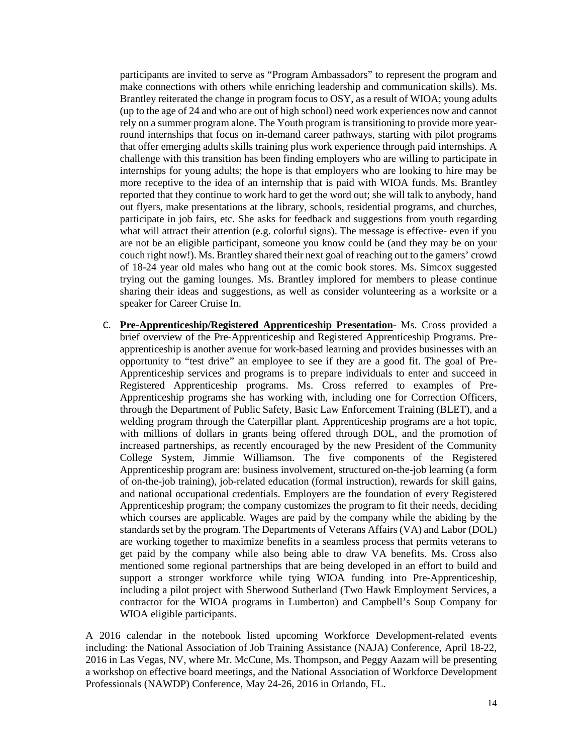participants are invited to serve as "Program Ambassadors" to represent the program and make connections with others while enriching leadership and communication skills). Ms. Brantley reiterated the change in program focus to OSY, as a result of WIOA; young adults (up to the age of 24 and who are out of high school) need work experiences now and cannot rely on a summer program alone. The Youth program is transitioning to provide more year-round internships that focus on in-demand career pathways, starting with pilot programs that offer emerging adults skills training plus work experience through paid internships. A challenge with this transition has been finding employers who are willing to participate in internships for young adults; the hope is that employers who are looking to hire may be more receptive to the idea of an internship that is paid with WIOA funds. Ms. Brantley reported that they continue to work hard to get the word out; she will talk to anybody, hand out flyers, make presentations at the library, schools, residential programs, and churches, participate in job fairs, etc. She asks for feedback and suggestions from youth regarding what will attract their attention (e.g. colorful signs). The message is effective- even if you are not be an eligible participant, someone you know could be (and they may be on your couch right now!). Ms. Brantley shared their next goal of reaching out to the gamers' crowd of 18-24 year old males who hang out at the comic book stores. Ms. Simcox suggested trying out the gaming lounges. Ms. Brantley implored for members to please continue sharing their ideas and suggestions, as well as consider volunteering as a worksite or a speaker for Career Cruise In.

C. **Pre-Apprenticeship/Registered Apprenticeship Presentation**- Ms. Cross provided a brief overview of the Pre-Apprenticeship and Registered Apprenticeship Programs. Pre-apprenticeship is another avenue for work-based learning and provides businesses with an opportunity to "test drive" an employee to see if they are a good fit. The goal of Pre-Apprenticeship services and programs is to prepare individuals to enter and succeed in Registered Apprenticeship programs. Ms. Cross referred to examples of Pre-Apprenticeship programs she has working with, including one for Correction Officers, through the Department of Public Safety, Basic Law Enforcement Training (BLET), and a welding program through the Caterpillar plant. Apprenticeship programs are a hot topic, with millions of dollars in grants being offered through DOL, and the promotion of increased partnerships, as recently encouraged by the new President of the Community College System, Jimmie Williamson. The five components of the Registered Apprenticeship program are: business involvement, structured on-the-job learning (a form of on-the-job training), job-related education (formal instruction), rewards for skill gains, and national occupational credentials. Employers are the foundation of every Registered Apprenticeship program; the company customizes the program to fit their needs, deciding which courses are applicable. Wages are paid by the company while the abiding by the standards set by the program. The Departments of Veterans Affairs (VA) and Labor (DOL) are working together to maximize benefits in a seamless process that permits veterans to get paid by the company while also being able to draw VA benefits. Ms. Cross also mentioned some regional partnerships that are being developed in an effort to build and support a stronger workforce while tying WIOA funding into Pre-Apprenticeship, including a pilot project with Sherwood Sutherland (Two Hawk Employment Services, a contractor for the WIOA programs in Lumberton) and Campbell's Soup Company for WIOA eligible participants.

A 2016 calendar in the notebook listed upcoming Workforce Development-related events including: the National Association of Job Training Assistance (NAJA) Conference, April 18-22, 2016 in Las Vegas, NV, where Mr. McCune, Ms. Thompson, and Peggy Aazam will be presenting a workshop on effective board meetings, and the National Association of Workforce Development Professionals (NAWDP) Conference, May 24-26, 2016 in Orlando, FL.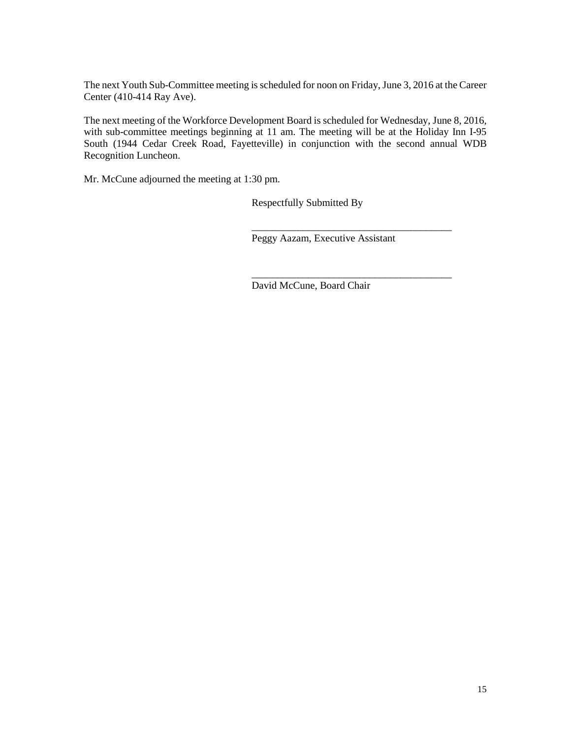The next Youth Sub-Committee meeting is scheduled for noon on Friday, June 3, 2016 at the Career Center (410-414 Ray Ave).

The next meeting of the Workforce Development Board is scheduled for Wednesday, June 8, 2016, with sub-committee meetings beginning at 11 am. The meeting will be at the Holiday Inn I-95 South (1944 Cedar Creek Road, Fayetteville) in conjunction with the second annual WDB Recognition Luncheon.

Mr. McCune adjourned the meeting at 1:30 pm.

Respectfully Submitted By

________________________________________

Peggy Aazam, Executive Assistant

________________________________________

David McCune, Board Chair